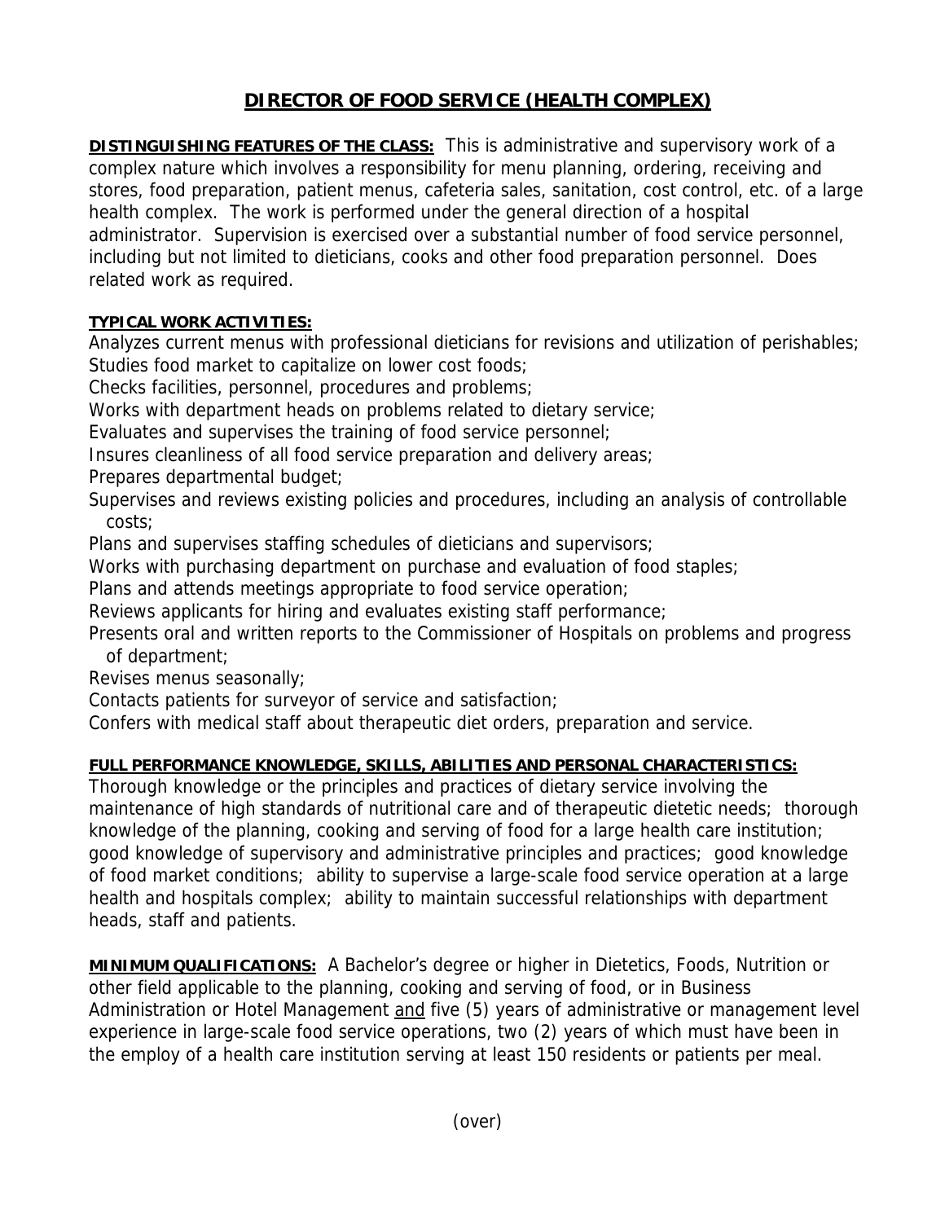# DIRECTOR OF FOOD SERVICE (HEALTH COMPLEX)

**DISTINGUISHING FEATURES OF THE CLASS:** This is administrative and supervisory work of a complex nature which involves a responsibility for menu planning, ordering, receiving and stores, food preparation, patient menus, cafeteria sales, sanitation, cost control, etc. of a large health complex. The work is performed under the general direction of a hospital administrator. Supervision is exercised over a substantial number of food service personnel, including but not limited to dieticians, cooks and other food preparation personnel. Does related work as required.

**TYPICAL WORK ACTIVITIES:**

Analyzes current menus with professional dieticians for revisions and utilization of perishables;
Studies food market to capitalize on lower cost foods;
Checks facilities, personnel, procedures and problems;
Works with department heads on problems related to dietary service;
Evaluates and supervises the training of food service personnel;
Insures cleanliness of all food service preparation and delivery areas;
Prepares departmental budget;
Supervises and reviews existing policies and procedures, including an analysis of controllable costs;
Plans and supervises staffing schedules of dieticians and supervisors;
Works with purchasing department on purchase and evaluation of food staples;
Plans and attends meetings appropriate to food service operation;
Reviews applicants for hiring and evaluates existing staff performance;
Presents oral and written reports to the Commissioner of Hospitals on problems and progress of department;
Revises menus seasonally;
Contacts patients for surveyor of service and satisfaction;
Confers with medical staff about therapeutic diet orders, preparation and service.

**FULL PERFORMANCE KNOWLEDGE, SKILLS, ABILITIES AND PERSONAL CHARACTERISTICS:**

Thorough knowledge or the principles and practices of dietary service involving the maintenance of high standards of nutritional care and of therapeutic dietetic needs; thorough knowledge of the planning, cooking and serving of food for a large health care institution; good knowledge of supervisory and administrative principles and practices; good knowledge of food market conditions; ability to supervise a large-scale food service operation at a large health and hospitals complex; ability to maintain successful relationships with department heads, staff and patients.

**MINIMUM QUALIFICATIONS:** A Bachelor's degree or higher in Dietetics, Foods, Nutrition or other field applicable to the planning, cooking and serving of food, or in Business Administration or Hotel Management and five (5) years of administrative or management level experience in large-scale food service operations, two (2) years of which must have been in the employ of a health care institution serving at least 150 residents or patients per meal.

(over)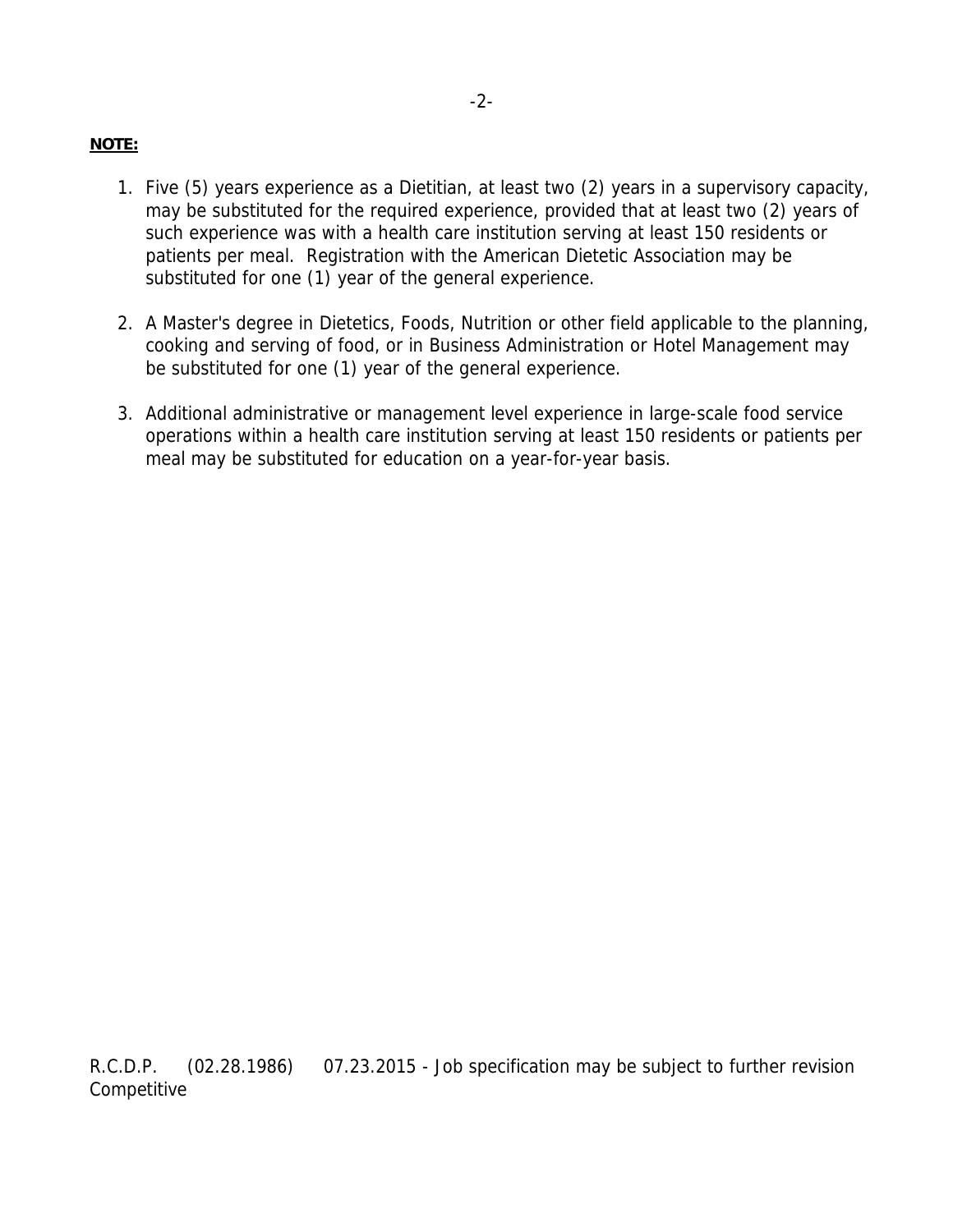**NOTE:**

1. Five (5) years experience as a Dietitian, at least two (2) years in a supervisory capacity, may be substituted for the required experience, provided that at least two (2) years of such experience was with a health care institution serving at least 150 residents or patients per meal. Registration with the American Dietetic Association may be substituted for one (1) year of the general experience.

2. A Master's degree in Dietetics, Foods, Nutrition or other field applicable to the planning, cooking and serving of food, or in Business Administration or Hotel Management may be substituted for one (1) year of the general experience.

3. Additional administrative or management level experience in large-scale food service operations within a health care institution serving at least 150 residents or patients per meal may be substituted for education on a year-for-year basis.

R.C.D.P. (02.28.1986) 07.23.2015 - Job specification may be subject to further revision
Competitive